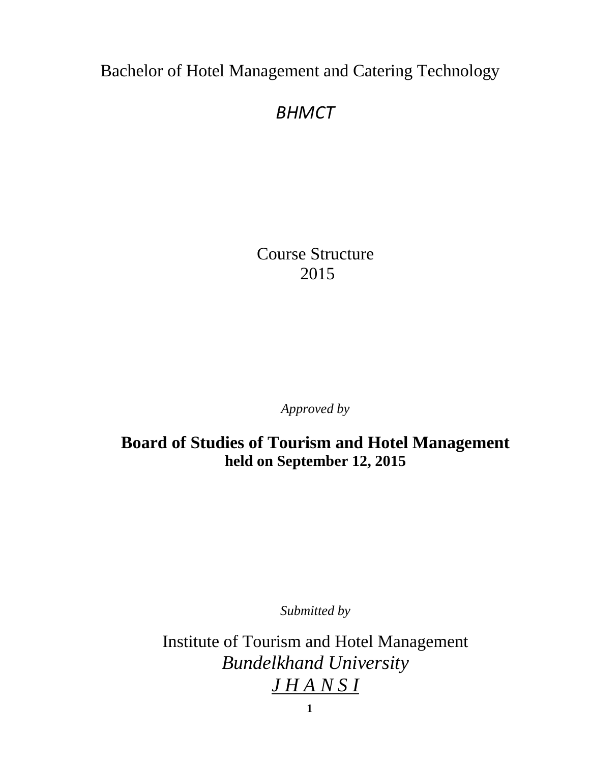# Bachelor of Hotel Management and Catering Technology

## *BHMCT*

Course Structure
2015

*Approved by*

**Board of Studies of Tourism and Hotel Management**
**held on September 12, 2015**

*Submitted by*

Institute of Tourism and Hotel Management
*Bundelkhand University*
*J H A N S I*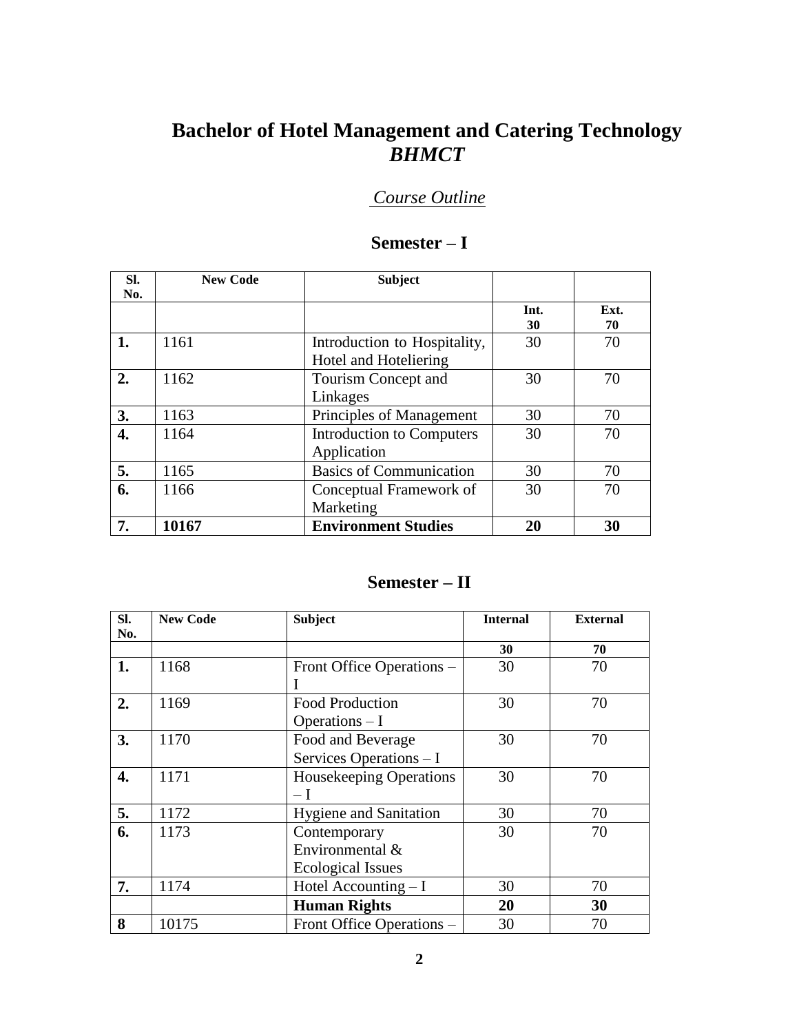# Bachelor of Hotel Management and Catering Technology
## *BHMCT*

### *Course Outline*

### Semester – I

| Sl. No. | New Code | Subject | | |
|---|---|---|---|---|
| | | | **Int. 30** | **Ext. 70** |
| **1.** | 1161 | Introduction to Hospitality, Hotel and Hoteliering | 30 | 70 |
| **2.** | 1162 | Tourism Concept and Linkages | 30 | 70 |
| **3.** | 1163 | Principles of Management | 30 | 70 |
| **4.** | 1164 | Introduction to Computers Application | 30 | 70 |
| **5.** | 1165 | Basics of Communication | 30 | 70 |
| **6.** | 1166 | Conceptual Framework of Marketing | 30 | 70 |
| **7.** | **10167** | **Environment Studies** | **20** | **30** |

### Semester – II

| Sl. No. | New Code | Subject | Internal | External |
|---|---|---|---|---|
| | | | **30** | **70** |
| **1.** | 1168 | Front Office Operations – I | 30 | 70 |
| **2.** | 1169 | Food Production Operations – I | 30 | 70 |
| **3.** | 1170 | Food and Beverage Services Operations – I | 30 | 70 |
| **4.** | 1171 | Housekeeping Operations – I | 30 | 70 |
| **5.** | 1172 | Hygiene and Sanitation | 30 | 70 |
| **6.** | 1173 | Contemporary Environmental & Ecological Issues | 30 | 70 |
| **7.** | 1174 | Hotel Accounting – I | 30 | 70 |
| | | **Human Rights** | **20** | **30** |
| **8** | 10175 | Front Office Operations – | 30 | 70 |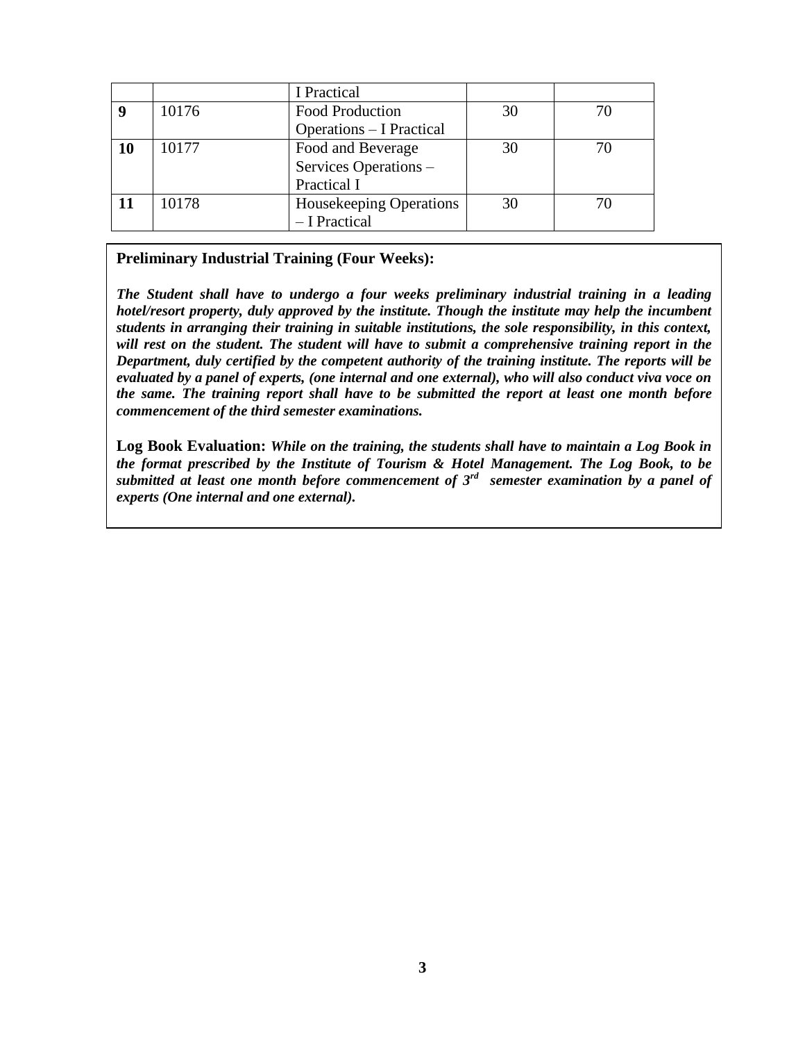| | | | | |
|---|---|---|---|---|
| | | I Practical | | |
| **9** | 10176 | Food Production Operations – I Practical | 30 | 70 |
| **10** | 10177 | Food and Beverage Services Operations – Practical I | 30 | 70 |
| **11** | 10178 | Housekeeping Operations – I Practical | 30 | 70 |

**Preliminary Industrial Training (Four Weeks):**

***The Student shall have to undergo a four weeks preliminary industrial training in a leading hotel/resort property, duly approved by the institute. Though the institute may help the incumbent students in arranging their training in suitable institutions, the sole responsibility, in this context, will rest on the student. The student will have to submit a comprehensive training report in the Department, duly certified by the competent authority of the training institute. The reports will be evaluated by a panel of experts, (one internal and one external), who will also conduct viva voce on the same. The training report shall have to be submitted the report at least one month before commencement of the third semester examinations.***

**Log Book Evaluation:** ***While on the training, the students shall have to maintain a Log Book in the format prescribed by the Institute of Tourism & Hotel Management. The Log Book, to be submitted at least one month before commencement of 3rd semester examination by a panel of experts (One internal and one external).***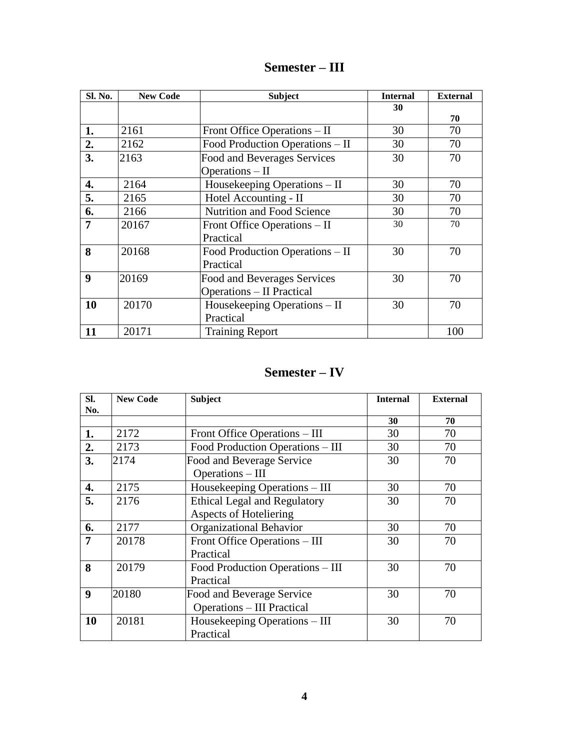## Semester – III

| Sl. No. | New Code | Subject | Internal | External |
|---|---|---|---|---|
| | | | 30 | 70 |
| 1. | 2161 | Front Office Operations – II | 30 | 70 |
| 2. | 2162 | Food Production Operations – II | 30 | 70 |
| 3. | 2163 | Food and Beverages Services Operations – II | 30 | 70 |
| 4. | 2164 | Housekeeping Operations – II | 30 | 70 |
| 5. | 2165 | Hotel Accounting - II | 30 | 70 |
| 6. | 2166 | Nutrition and Food Science | 30 | 70 |
| 7 | 20167 | Front Office Operations – II Practical | 30 | 70 |
| 8 | 20168 | Food Production Operations – II Practical | 30 | 70 |
| 9 | 20169 | Food and Beverages Services Operations – II Practical | 30 | 70 |
| 10 | 20170 | Housekeeping Operations – II Practical | 30 | 70 |
| 11 | 20171 | Training Report | | 100 |

## Semester – IV

| Sl. No. | New Code | Subject | Internal | External |
|---|---|---|---|---|
| | | | 30 | 70 |
| 1. | 2172 | Front Office Operations – III | 30 | 70 |
| 2. | 2173 | Food Production Operations – III | 30 | 70 |
| 3. | 2174 | Food and Beverage Service Operations – III | 30 | 70 |
| 4. | 2175 | Housekeeping Operations – III | 30 | 70 |
| 5. | 2176 | Ethical Legal and Regulatory Aspects of Hoteliering | 30 | 70 |
| 6. | 2177 | Organizational Behavior | 30 | 70 |
| 7 | 20178 | Front Office Operations – III Practical | 30 | 70 |
| 8 | 20179 | Food Production Operations – III Practical | 30 | 70 |
| 9 | 20180 | Food and Beverage Service Operations – III Practical | 30 | 70 |
| 10 | 20181 | Housekeeping Operations – III Practical | 30 | 70 |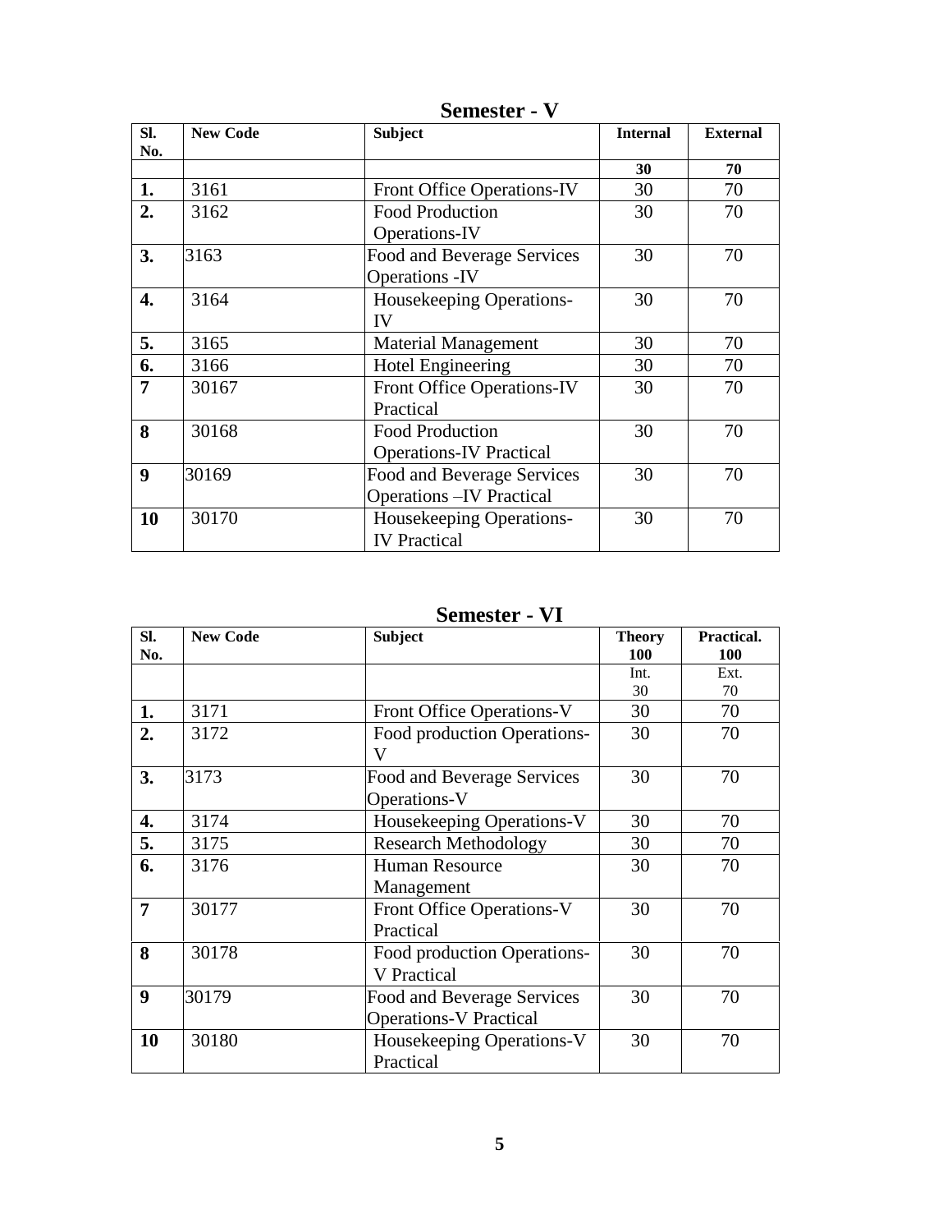## Semester - V

| Sl. No. | New Code | Subject | Internal | External |
|---|---|---|---|---|
| | | | 30 | 70 |
| 1. | 3161 | Front Office Operations-IV | 30 | 70 |
| 2. | 3162 | Food Production Operations-IV | 30 | 70 |
| 3. | 3163 | Food and Beverage Services Operations -IV | 30 | 70 |
| 4. | 3164 | Housekeeping Operations-IV | 30 | 70 |
| 5. | 3165 | Material Management | 30 | 70 |
| 6. | 3166 | Hotel Engineering | 30 | 70 |
| 7 | 30167 | Front Office Operations-IV Practical | 30 | 70 |
| 8 | 30168 | Food Production Operations-IV Practical | 30 | 70 |
| 9 | 30169 | Food and Beverage Services Operations –IV Practical | 30 | 70 |
| 10 | 30170 | Housekeeping Operations-IV Practical | 30 | 70 |

## Semester - VI

| Sl. No. | New Code | Subject | Theory 100 | Practical. 100 |
|---|---|---|---|---|
| | | | Int. 30 | Ext. 70 |
| 1. | 3171 | Front Office Operations-V | 30 | 70 |
| 2. | 3172 | Food production Operations-V | 30 | 70 |
| 3. | 3173 | Food and Beverage Services Operations-V | 30 | 70 |
| 4. | 3174 | Housekeeping Operations-V | 30 | 70 |
| 5. | 3175 | Research Methodology | 30 | 70 |
| 6. | 3176 | Human Resource Management | 30 | 70 |
| 7 | 30177 | Front Office Operations-V Practical | 30 | 70 |
| 8 | 30178 | Food production Operations-V Practical | 30 | 70 |
| 9 | 30179 | Food and Beverage Services Operations-V Practical | 30 | 70 |
| 10 | 30180 | Housekeeping Operations-V Practical | 30 | 70 |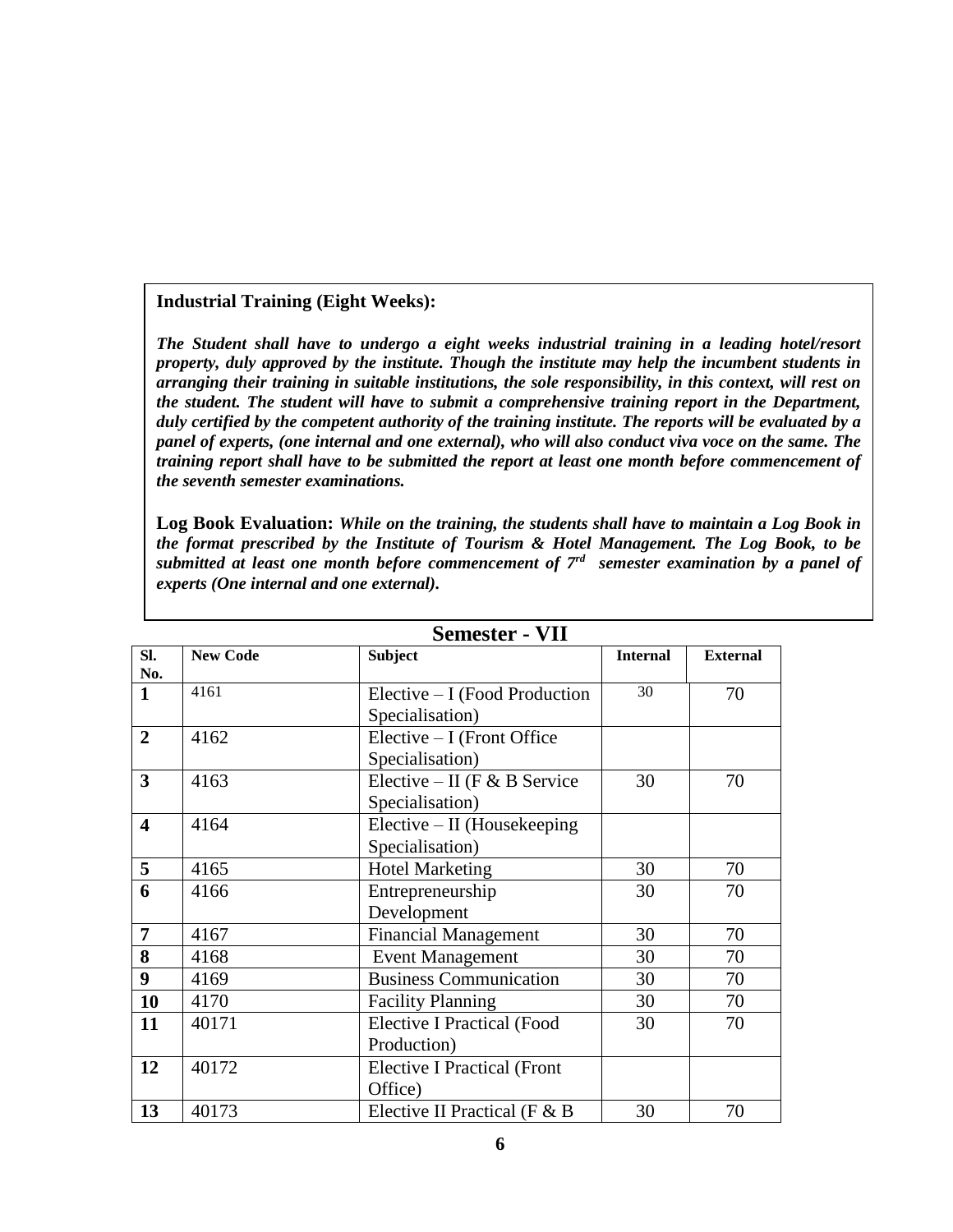**Industrial Training (Eight Weeks):**

***The Student shall have to undergo a eight weeks industrial training in a leading hotel/resort property, duly approved by the institute. Though the institute may help the incumbent students in arranging their training in suitable institutions, the sole responsibility, in this context, will rest on the student. The student will have to submit a comprehensive training report in the Department, duly certified by the competent authority of the training institute. The reports will be evaluated by a panel of experts, (one internal and one external), who will also conduct viva voce on the same. The training report shall have to be submitted the report at least one month before commencement of the seventh semester examinations.***

**Log Book Evaluation:** ***While on the training, the students shall have to maintain a Log Book in the format prescribed by the Institute of Tourism & Hotel Management. The Log Book, to be submitted at least one month before commencement of 7th semester examination by a panel of experts (One internal and one external).***

## Semester - VII

| Sl. No. | New Code | Subject | Internal | External |
|---|---|---|---|---|
| **1** | 4161 | Elective – I (Food Production Specialisation) | 30 | 70 |
| **2** | 4162 | Elective – I (Front Office Specialisation) | | |
| **3** | 4163 | Elective – II (F & B Service Specialisation) | 30 | 70 |
| **4** | 4164 | Elective – II (Housekeeping Specialisation) | | |
| **5** | 4165 | Hotel Marketing | 30 | 70 |
| **6** | 4166 | Entrepreneurship Development | 30 | 70 |
| **7** | 4167 | Financial Management | 30 | 70 |
| **8** | 4168 | Event Management | 30 | 70 |
| **9** | 4169 | Business Communication | 30 | 70 |
| **10** | 4170 | Facility Planning | 30 | 70 |
| **11** | 40171 | Elective I Practical (Food Production) | 30 | 70 |
| **12** | 40172 | Elective I Practical (Front Office) | | |
| **13** | 40173 | Elective II Practical (F & B | 30 | 70 |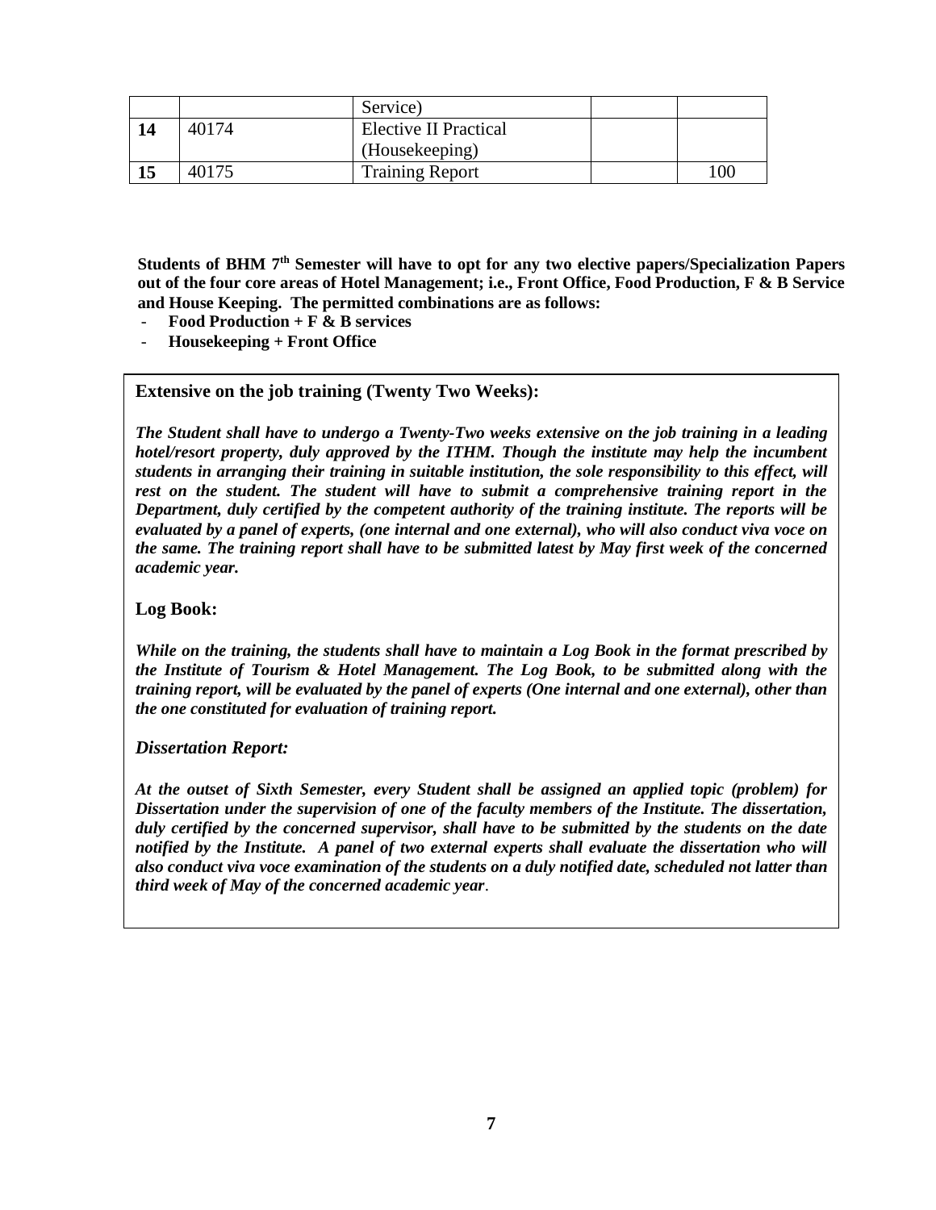| | | | | |
|---|---|---|---|---|
| | | Service) | | |
| **14** | 40174 | Elective II Practical (Housekeeping) | | |
| **15** | 40175 | Training Report | | 100 |

**Students of BHM 7th Semester will have to opt for any two elective papers/Specialization Papers out of the four core areas of Hotel Management; i.e., Front Office, Food Production, F & B Service and House Keeping. The permitted combinations are as follows:**

- **Food Production + F & B services**
- **Housekeeping + Front Office**

### Extensive on the job training (Twenty Two Weeks):

***The Student shall have to undergo a Twenty-Two weeks extensive on the job training in a leading hotel/resort property, duly approved by the ITHM. Though the institute may help the incumbent students in arranging their training in suitable institution, the sole responsibility to this effect, will rest on the student. The student will have to submit a comprehensive training report in the Department, duly certified by the competent authority of the training institute. The reports will be evaluated by a panel of experts, (one internal and one external), who will also conduct viva voce on the same. The training report shall have to be submitted latest by May first week of the concerned academic year.***

### Log Book:

***While on the training, the students shall have to maintain a Log Book in the format prescribed by the Institute of Tourism & Hotel Management. The Log Book, to be submitted along with the training report, will be evaluated by the panel of experts (One internal and one external), other than the one constituted for evaluation of training report.***

### *Dissertation Report:*

***At the outset of Sixth Semester, every Student shall be assigned an applied topic (problem) for Dissertation under the supervision of one of the faculty members of the Institute. The dissertation, duly certified by the concerned supervisor, shall have to be submitted by the students on the date notified by the Institute. A panel of two external experts shall evaluate the dissertation who will also conduct viva voce examination of the students on a duly notified date, scheduled not latter than third week of May of the concerned academic year.***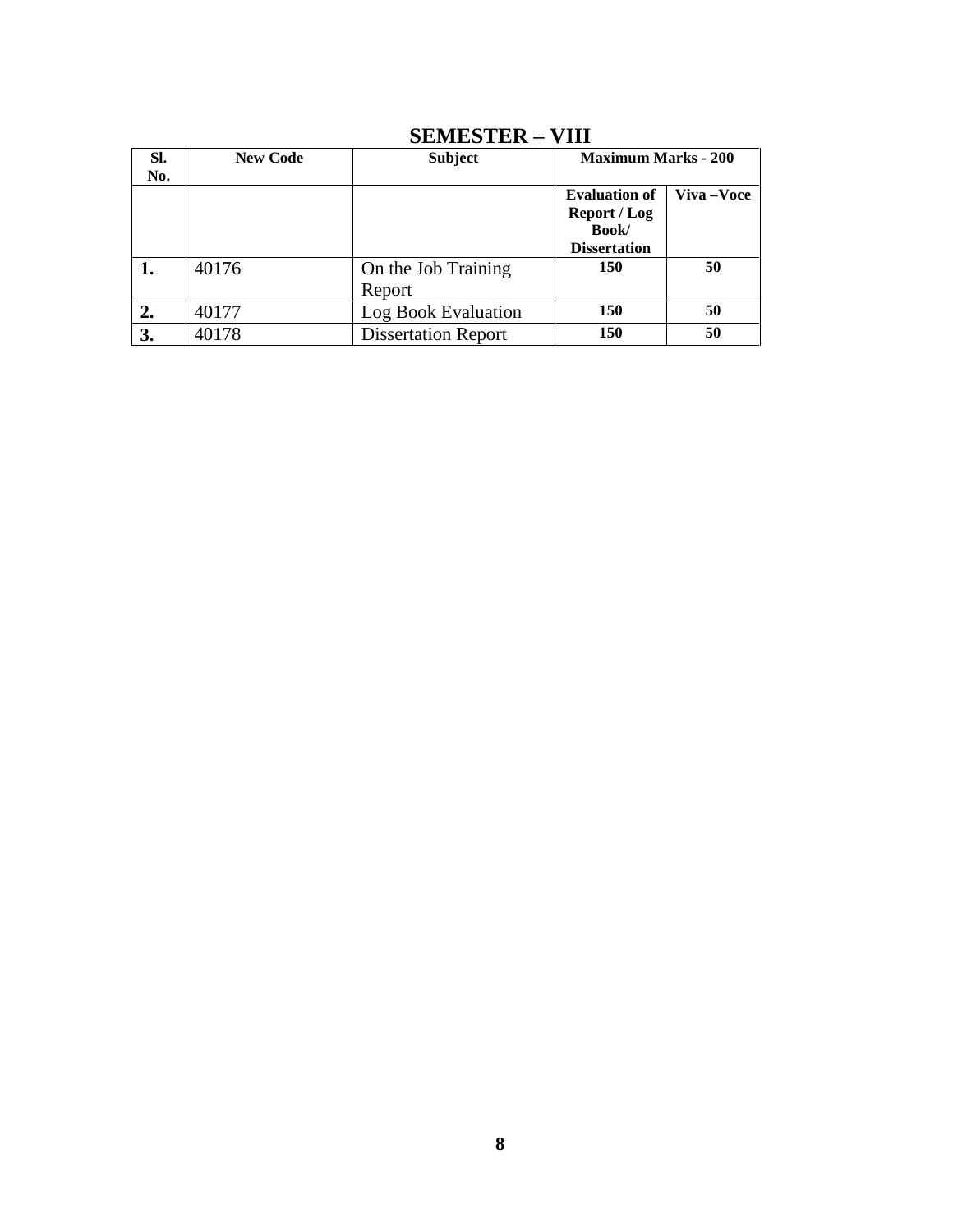## SEMESTER – VIII

| Sl. No. | New Code | Subject | Maximum Marks - 200 | |
|---|---|---|---|---|
| | | | **Evaluation of Report / Log Book/ Dissertation** | **Viva –Voce** |
| **1.** | 40176 | On the Job Training Report | **150** | **50** |
| **2.** | 40177 | Log Book Evaluation | **150** | **50** |
| **3.** | 40178 | Dissertation Report | **150** | **50** |